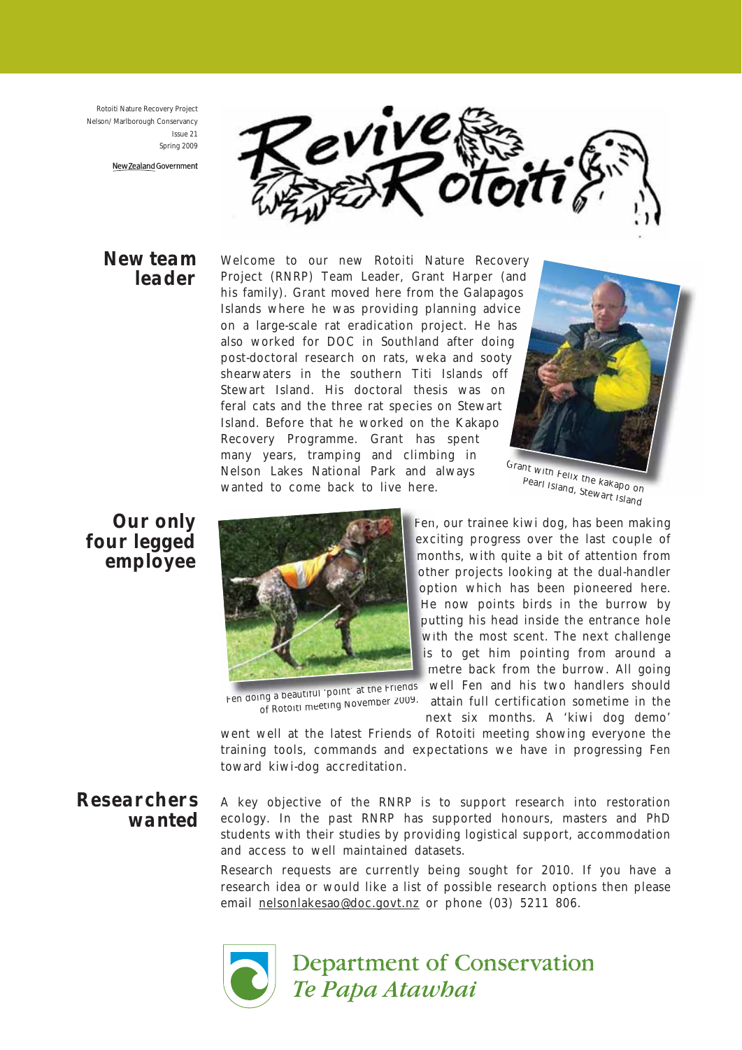Rotoiti Nature Recovery Project
Nelson/Marlborough Conservancy
Issue 21
Spring 2009

New Zealand Government

# Revive Rotoiti

## New team leader

Welcome to our new Rotoiti Nature Recovery Project (RNRP) Team Leader, Grant Harper (and his family). Grant moved here from the Galapagos Islands where he was providing planning advice on a large-scale rat eradication project. He has also worked for DOC in Southland after doing post-doctoral research on rats, weka and sooty shearwaters in the southern Titi Islands off Stewart Island. His doctoral thesis was on feral cats and the three rat species on Stewart Island. Before that he worked on the Kakapo Recovery Programme. Grant has spent many years, tramping and climbing in Nelson Lakes National Park and always wanted to come back to live here.

Grant with Felix the kakapo on Pearl Island, Stewart Island

## Our only four legged employee

Fen, our trainee kiwi dog, has been making exciting progress over the last couple of months, with quite a bit of attention from other projects looking at the dual-handler option which has been pioneered here. He now points birds in the burrow by putting his head inside the entrance hole with the most scent. The next challenge is to get him pointing from around a metre back from the burrow. All going well Fen and his two handlers should attain full certification sometime in the next six months. A 'kiwi dog demo' went well at the latest Friends of Rotoiti meeting showing everyone the training tools, commands and expectations we have in progressing Fen toward kiwi-dog accreditation.

Fen doing a beautiful 'point' at the Friends of Rotoiti meeting November 2009.

## Researchers wanted

A key objective of the RNRP is to support research into restoration ecology. In the past RNRP has supported honours, masters and PhD students with their studies by providing logistical support, accommodation and access to well maintained datasets.

Research requests are currently being sought for 2010. If you have a research idea or would like a list of possible research options then please email nelsonlakesao@doc.govt.nz or phone (03) 5211 806.

Department of Conservation
*Te Papa Atawhai*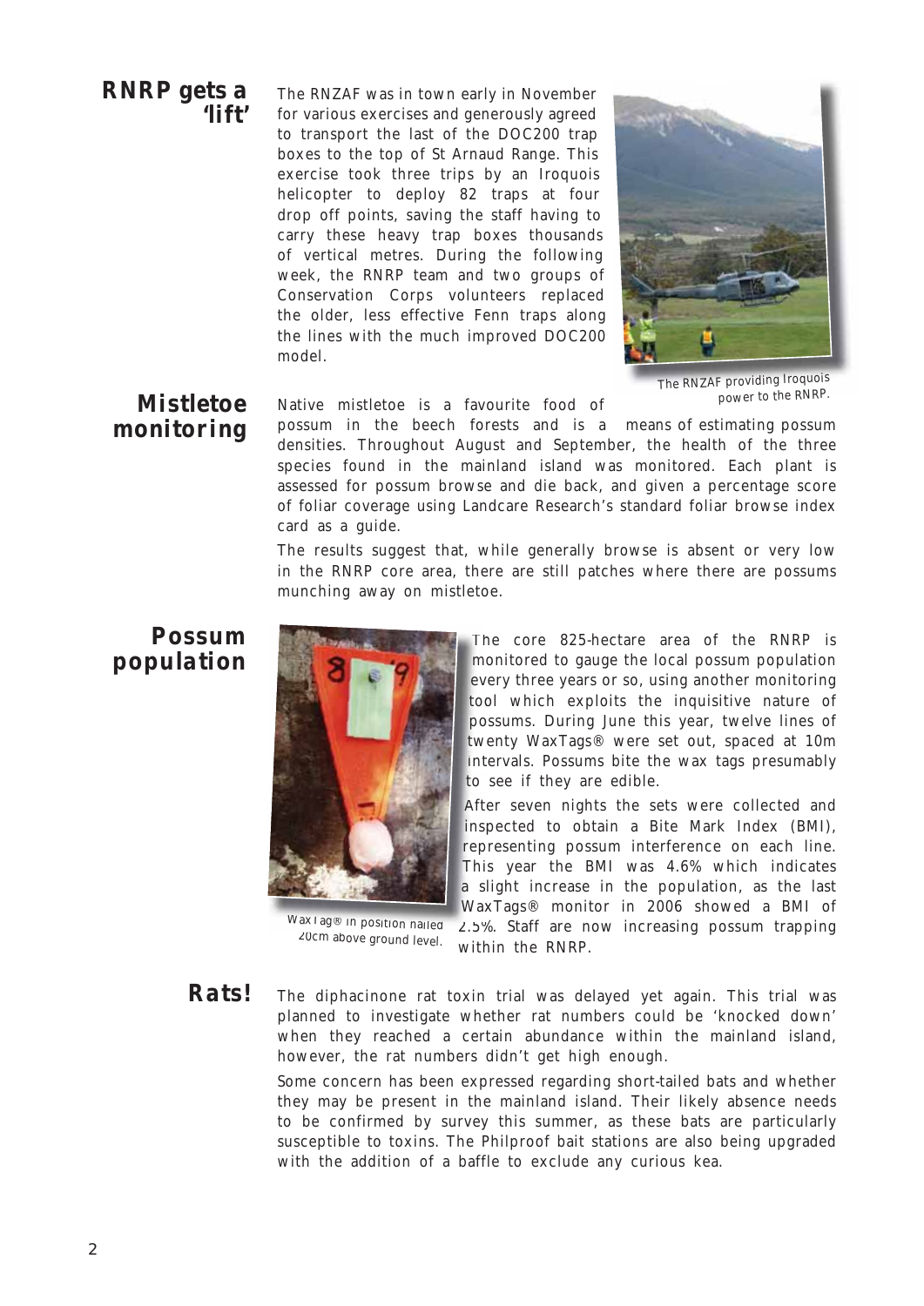## RNRP gets a 'lift'

The RNZAF was in town early in November for various exercises and generously agreed to transport the last of the DOC200 trap boxes to the top of St Arnaud Range. This exercise took three trips by an Iroquois helicopter to deploy 82 traps at four drop off points, saving the staff having to carry these heavy trap boxes thousands of vertical metres. During the following week, the RNRP team and two groups of Conservation Corps volunteers replaced the older, less effective Fenn traps along the lines with the much improved DOC200 model.

*The RNZAF providing Iroquois power to the RNRP.*

## Mistletoe monitoring

Native mistletoe is a favourite food of possum in the beech forests and is a means of estimating possum densities. Throughout August and September, the health of the three species found in the mainland island was monitored. Each plant is assessed for possum browse and die back, and given a percentage score of foliar coverage using Landcare Research's standard foliar browse index card as a guide.

The results suggest that, while generally browse is absent or very low in the RNRP core area, there are still patches where there are possums munching away on mistletoe.

## Possum population

*WaxTag® in position nailed 20cm above ground level.*

The core 825-hectare area of the RNRP is monitored to gauge the local possum population every three years or so, using another monitoring tool which exploits the inquisitive nature of possums. During June this year, twelve lines of twenty WaxTags® were set out, spaced at 10m intervals. Possums bite the wax tags presumably to see if they are edible.

After seven nights the sets were collected and inspected to obtain a Bite Mark Index (BMI), representing possum interference on each line. This year the BMI was 4.6% which indicates a slight increase in the population, as the last WaxTags® monitor in 2006 showed a BMI of 2.5%. Staff are now increasing possum trapping within the RNRP.

## Rats!

The diphacinone rat toxin trial was delayed yet again. This trial was planned to investigate whether rat numbers could be 'knocked down' when they reached a certain abundance within the mainland island, however, the rat numbers didn't get high enough.

Some concern has been expressed regarding short-tailed bats and whether they may be present in the mainland island. Their likely absence needs to be confirmed by survey this summer, as these bats are particularly susceptible to toxins. The Philproof bait stations are also being upgraded with the addition of a baffle to exclude any curious kea.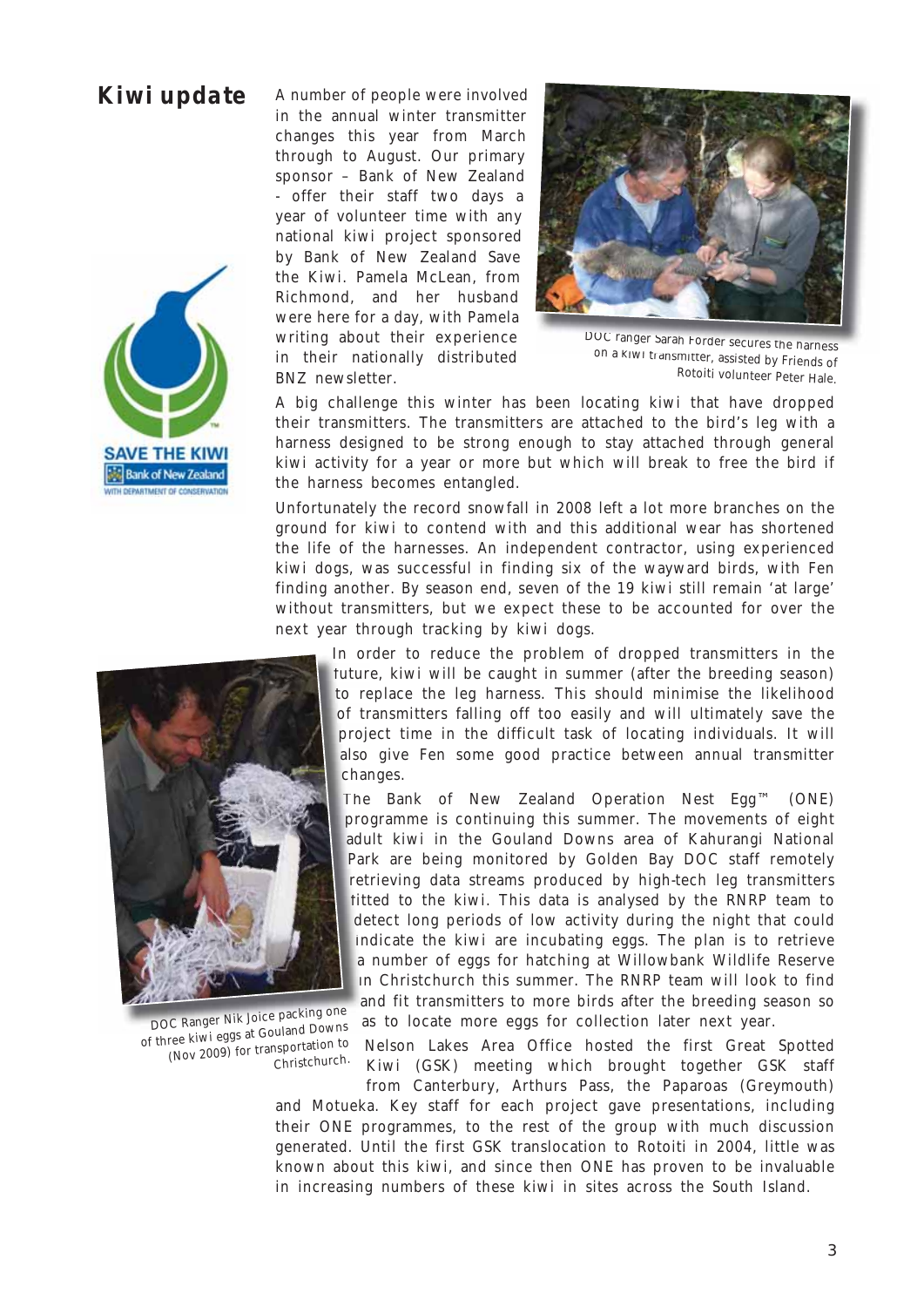## Kiwi update

A number of people were involved in the annual winter transmitter changes this year from March through to August. Our primary sponsor – Bank of New Zealand - offer their staff two days a year of volunteer time with any national kiwi project sponsored by Bank of New Zealand Save the Kiwi. Pamela McLean, from Richmond, and her husband were here for a day, with Pamela writing about their experience in their nationally distributed BNZ newsletter.

DOC ranger Sarah Forder secures the harness on a kiwi transmitter, assisted by Friends of Rotoiti volunteer Peter Hale.

A big challenge this winter has been locating kiwi that have dropped their transmitters. The transmitters are attached to the bird's leg with a harness designed to be strong enough to stay attached through general kiwi activity for a year or more but which will break to free the bird if the harness becomes entangled.

Unfortunately the record snowfall in 2008 left a lot more branches on the ground for kiwi to contend with and this additional wear has shortened the life of the harnesses. An independent contractor, using experienced kiwi dogs, was successful in finding six of the wayward birds, with Fen finding another. By season end, seven of the 19 kiwi still remain 'at large' without transmitters, but we expect these to be accounted for over the next year through tracking by kiwi dogs.

In order to reduce the problem of dropped transmitters in the future, kiwi will be caught in summer (after the breeding season) to replace the leg harness. This should minimise the likelihood of transmitters falling off too easily and will ultimately save the project time in the difficult task of locating individuals. It will also give Fen some good practice between annual transmitter changes.

The Bank of New Zealand Operation Nest Egg™ (ONE) programme is continuing this summer. The movements of eight adult kiwi in the Gouland Downs area of Kahurangi National Park are being monitored by Golden Bay DOC staff remotely retrieving data streams produced by high-tech leg transmitters fitted to the kiwi. This data is analysed by the RNRP team to detect long periods of low activity during the night that could indicate the kiwi are incubating eggs. The plan is to retrieve a number of eggs for hatching at Willowbank Wildlife Reserve in Christchurch this summer. The RNRP team will look to find and fit transmitters to more birds after the breeding season so as to locate more eggs for collection later next year.

DOC Ranger Nik Joice packing one of three kiwi eggs at Gouland Downs (Nov 2009) for transportation to Christchurch.

Nelson Lakes Area Office hosted the first Great Spotted Kiwi (GSK) meeting which brought together GSK staff from Canterbury, Arthurs Pass, the Paparoas (Greymouth) and Motueka. Key staff for each project gave presentations, including their ONE programmes, to the rest of the group with much discussion generated. Until the first GSK translocation to Rotoiti in 2004, little was known about this kiwi, and since then ONE has proven to be invaluable in increasing numbers of these kiwi in sites across the South Island.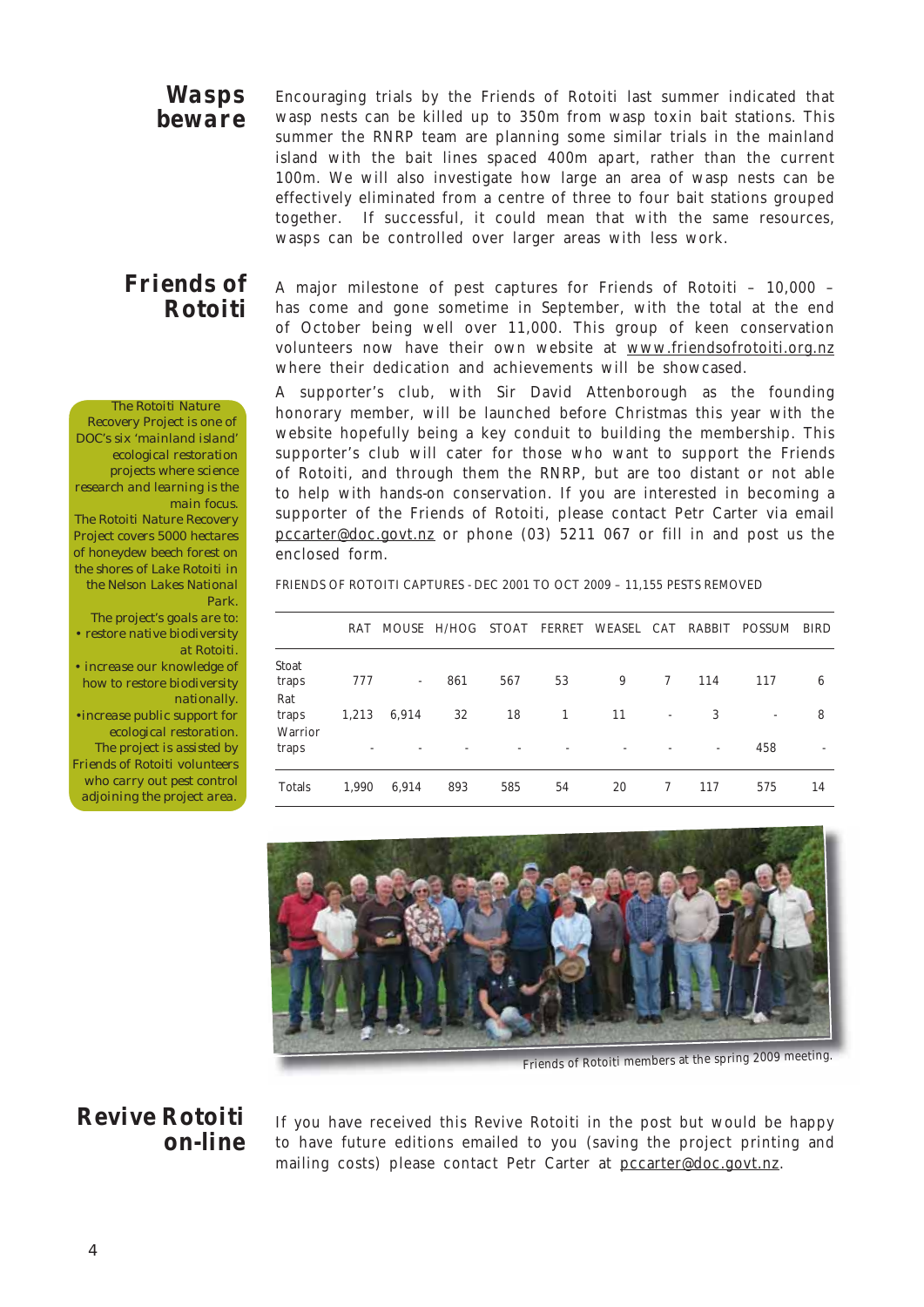## Wasps beware

Encouraging trials by the Friends of Rotoiti last summer indicated that wasp nests can be killed up to 350m from wasp toxin bait stations. This summer the RNRP team are planning some similar trials in the mainland island with the bait lines spaced 400m apart, rather than the current 100m. We will also investigate how large an area of wasp nests can be effectively eliminated from a centre of three to four bait stations grouped together. If successful, it could mean that with the same resources, wasps can be controlled over larger areas with less work.

## Friends of Rotoiti

A major milestone of pest captures for Friends of Rotoiti – 10,000 – has come and gone sometime in September, with the total at the end of October being well over 11,000. This group of keen conservation volunteers now have their own website at www.friendsofrotoiti.org.nz where their dedication and achievements will be showcased.

A supporter's club, with Sir David Attenborough as the founding honorary member, will be launched before Christmas this year with the website hopefully being a key conduit to building the membership. This supporter's club will cater for those who want to support the Friends of Rotoiti, and through them the RNRP, but are too distant or not able to help with hands-on conservation. If you are interested in becoming a supporter of the Friends of Rotoiti, please contact Petr Carter via email pccarter@doc.govt.nz or phone (03) 5211 067 or fill in and post us the enclosed form.

The Rotoiti Nature Recovery Project is one of DOC's six 'mainland island' ecological restoration projects where science research and learning is the main focus.
The Rotoiti Nature Recovery Project covers 5000 hectares of honeydew beech forest on the shores of Lake Rotoiti in the Nelson Lakes National Park.
The project's goals are to:
- restore native biodiversity at Rotoiti.
- increase our knowledge of how to restore biodiversity nationally.
- increase public support for ecological restoration.

The project is assisted by Friends of Rotoiti volunteers who carry out pest control adjoining the project area.

FRIENDS OF ROTOITI CAPTURES - DEC 2001 TO OCT 2009 – 11,155 PESTS REMOVED

| | RAT | MOUSE | H/HOG | STOAT | FERRET | WEASEL | CAT | RABBIT | POSSUM | BIRD |
|---|---|---|---|---|---|---|---|---|---|---|
| Stoat traps | 777 | - | 861 | 567 | 53 | 9 | 7 | 114 | 117 | 6 |
| Rat traps | 1,213 | 6,914 | 32 | 18 | 1 | 11 | - | 3 | - | 8 |
| Warrior traps | - | - | - | - | - | - | - | - | 458 | - |
| Totals | 1,990 | 6,914 | 893 | 585 | 54 | 20 | 7 | 117 | 575 | 14 |

Friends of Rotoiti members at the spring 2009 meeting.

## Revive Rotoiti on-line

If you have received this Revive Rotoiti in the post but would be happy to have future editions emailed to you (saving the project printing and mailing costs) please contact Petr Carter at pccarter@doc.govt.nz.